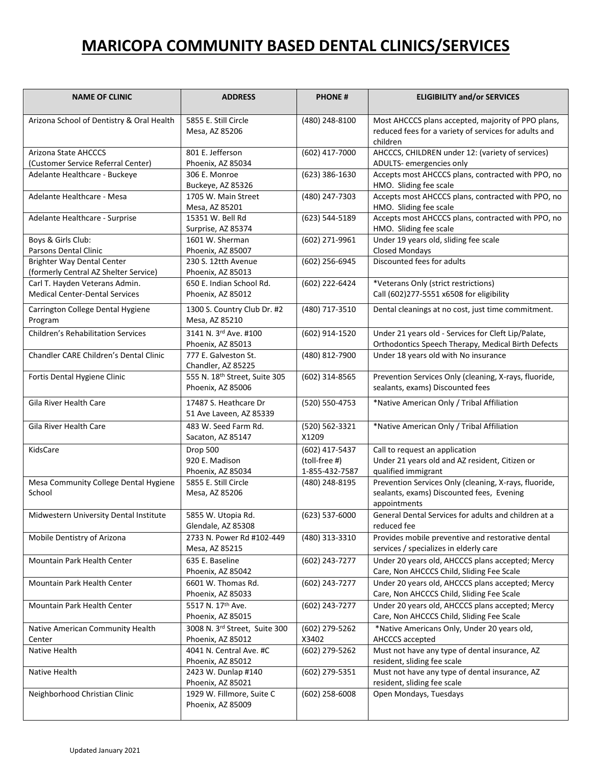# MARICOPA COMMUNITY BASED DENTAL CLINICS/SERVICES

| NAME OF CLINIC | ADDRESS | PHONE # | ELIGIBILITY and/or SERVICES |
|---|---|---|---|
| Arizona School of Dentistry & Oral Health | 5855 E. Still Circle<br>Mesa, AZ 85206 | (480) 248-8100 | Most AHCCCS plans accepted, majority of PPO plans, reduced fees for a variety of services for adults and children |
| Arizona State AHCCCS<br>(Customer Service Referral Center) | 801 E. Jefferson<br>Phoenix, AZ 85034 | (602) 417-7000 | AHCCCS, CHILDREN under 12: (variety of services)<br>ADULTS- emergencies only |
| Adelante Healthcare - Buckeye | 306 E. Monroe<br>Buckeye, AZ 85326 | (623) 386-1630 | Accepts most AHCCCS plans, contracted with PPO, no HMO. Sliding fee scale |
| Adelante Healthcare - Mesa | 1705 W. Main Street<br>Mesa, AZ 85201 | (480) 247-7303 | Accepts most AHCCCS plans, contracted with PPO, no HMO. Sliding fee scale |
| Adelante Healthcare - Surprise | 15351 W. Bell Rd<br>Surprise, AZ 85374 | (623) 544-5189 | Accepts most AHCCCS plans, contracted with PPO, no HMO. Sliding fee scale |
| Boys & Girls Club:<br>Parsons Dental Clinic | 1601 W. Sherman<br>Phoenix, AZ 85007 | (602) 271-9961 | Under 19 years old, sliding fee scale<br>Closed Mondays |
| Brighter Way Dental Center<br>(formerly Central AZ Shelter Service) | 230 S. 12tth Avenue<br>Phoenix, AZ 85013 | (602) 256-6945 | Discounted fees for adults |
| Carl T. Hayden Veterans Admin.<br>Medical Center-Dental Services | 650 E. Indian School Rd.<br>Phoenix, AZ 85012 | (602) 222-6424 | *Veterans Only (strict restrictions)<br>Call (602)277-5551 x6508 for eligibility |
| Carrington College Dental Hygiene Program | 1300 S. Country Club Dr. #2<br>Mesa, AZ 85210 | (480) 717-3510 | Dental cleanings at no cost, just time commitment. |
| Children's Rehabilitation Services | 3141 N. 3rd Ave. #100<br>Phoenix, AZ 85013 | (602) 914-1520 | Under 21 years old - Services for Cleft Lip/Palate, Orthodontics Speech Therapy, Medical Birth Defects |
| Chandler CARE Children's Dental Clinic | 777 E. Galveston St.<br>Chandler, AZ 85225 | (480) 812-7900 | Under 18 years old with No insurance |
| Fortis Dental Hygiene Clinic | 555 N. 18th Street, Suite 305<br>Phoenix, AZ 85006 | (602) 314-8565 | Prevention Services Only (cleaning, X-rays, fluoride, sealants, exams) Discounted fees |
| Gila River Health Care | 17487 S. Heathcare Dr<br>51 Ave Laveen, AZ 85339 | (520) 550-4753 | *Native American Only / Tribal Affiliation |
| Gila River Health Care | 483 W. Seed Farm Rd.<br>Sacaton, AZ 85147 | (520) 562-3321<br>X1209 | *Native American Only / Tribal Affiliation |
| KidsCare | Drop 500<br>920 E. Madison<br>Phoenix, AZ 85034 | (602) 417-5437<br>(toll-free #)<br>1-855-432-7587 | Call to request an application<br>Under 21 years old and AZ resident, Citizen or qualified immigrant |
| Mesa Community College Dental Hygiene School | 5855 E. Still Circle<br>Mesa, AZ 85206 | (480) 248-8195 | Prevention Services Only (cleaning, X-rays, fluoride, sealants, exams) Discounted fees, Evening appointments |
| Midwestern University Dental Institute | 5855 W. Utopia Rd.<br>Glendale, AZ 85308 | (623) 537-6000 | General Dental Services for adults and children at a reduced fee |
| Mobile Dentistry of Arizona | 2733 N. Power Rd #102-449<br>Mesa, AZ 85215 | (480) 313-3310 | Provides mobile preventive and restorative dental services / specializes in elderly care |
| Mountain Park Health Center | 635 E. Baseline<br>Phoenix, AZ 85042 | (602) 243-7277 | Under 20 years old, AHCCCS plans accepted; Mercy Care, Non AHCCCS Child, Sliding Fee Scale |
| Mountain Park Health Center | 6601 W. Thomas Rd.<br>Phoenix, AZ 85033 | (602) 243-7277 | Under 20 years old, AHCCCS plans accepted; Mercy Care, Non AHCCCS Child, Sliding Fee Scale |
| Mountain Park Health Center | 5517 N. 17th Ave.<br>Phoenix, AZ 85015 | (602) 243-7277 | Under 20 years old, AHCCCS plans accepted; Mercy Care, Non AHCCCS Child, Sliding Fee Scale |
| Native American Community Health Center | 3008 N. 3rd Street, Suite 300<br>Phoenix, AZ 85012 | (602) 279-5262<br>X3402 | *Native Americans Only, Under 20 years old, AHCCCS accepted |
| Native Health | 4041 N. Central Ave. #C<br>Phoenix, AZ 85012 | (602) 279-5262 | Must not have any type of dental insurance, AZ resident, sliding fee scale |
| Native Health | 2423 W. Dunlap #140<br>Phoenix, AZ 85021 | (602) 279-5351 | Must not have any type of dental insurance, AZ resident, sliding fee scale |
| Neighborhood Christian Clinic | 1929 W. Fillmore, Suite C<br>Phoenix, AZ 85009 | (602) 258-6008 | Open Mondays, Tuesdays |

Updated January 2021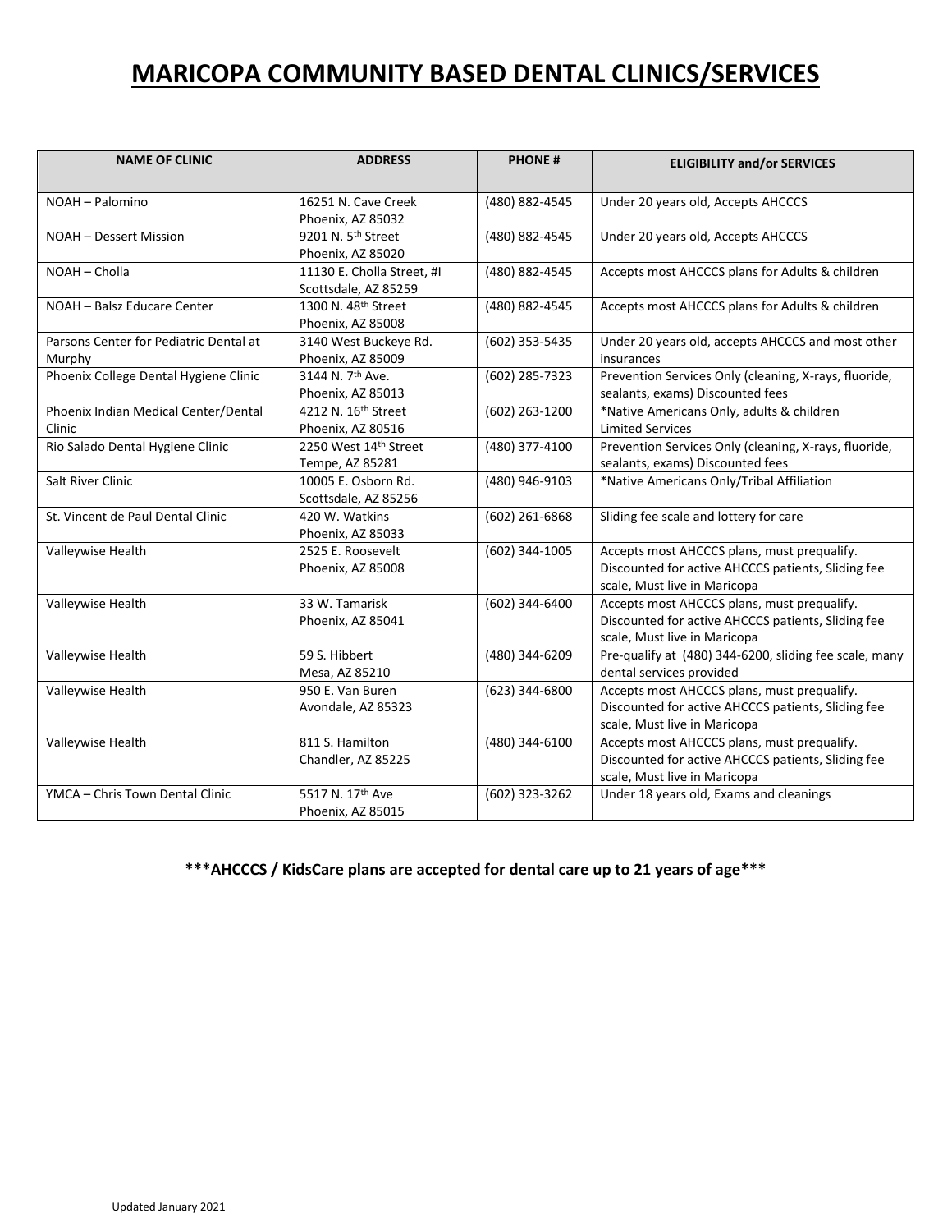# MARICOPA COMMUNITY BASED DENTAL CLINICS/SERVICES

| NAME OF CLINIC | ADDRESS | PHONE # | ELIGIBILITY and/or SERVICES |
|---|---|---|---|
| NOAH – Palomino | 16251 N. Cave Creek Phoenix, AZ 85032 | (480) 882-4545 | Under 20 years old, Accepts AHCCCS |
| NOAH – Dessert Mission | 9201 N. 5th Street Phoenix, AZ 85020 | (480) 882-4545 | Under 20 years old, Accepts AHCCCS |
| NOAH – Cholla | 11130 E. Cholla Street, #I Scottsdale, AZ 85259 | (480) 882-4545 | Accepts most AHCCCS plans for Adults & children |
| NOAH – Balsz Educare Center | 1300 N. 48th Street Phoenix, AZ 85008 | (480) 882-4545 | Accepts most AHCCCS plans for Adults & children |
| Parsons Center for Pediatric Dental at Murphy | 3140 West Buckeye Rd. Phoenix, AZ 85009 | (602) 353-5435 | Under 20 years old, accepts AHCCCS and most other insurances |
| Phoenix College Dental Hygiene Clinic | 3144 N. 7th Ave. Phoenix, AZ 85013 | (602) 285-7323 | Prevention Services Only (cleaning, X-rays, fluoride, sealants, exams) Discounted fees |
| Phoenix Indian Medical Center/Dental Clinic | 4212 N. 16th Street Phoenix, AZ 80516 | (602) 263-1200 | *Native Americans Only, adults & children Limited Services |
| Rio Salado Dental Hygiene Clinic | 2250 West 14th Street Tempe, AZ 85281 | (480) 377-4100 | Prevention Services Only (cleaning, X-rays, fluoride, sealants, exams) Discounted fees |
| Salt River Clinic | 10005 E. Osborn Rd. Scottsdale, AZ 85256 | (480) 946-9103 | *Native Americans Only/Tribal Affiliation |
| St. Vincent de Paul Dental Clinic | 420 W. Watkins Phoenix, AZ 85033 | (602) 261-6868 | Sliding fee scale and lottery for care |
| Valleywise Health | 2525 E. Roosevelt Phoenix, AZ 85008 | (602) 344-1005 | Accepts most AHCCCS plans, must prequalify. Discounted for active AHCCCS patients, Sliding fee scale, Must live in Maricopa |
| Valleywise Health | 33 W. Tamarisk Phoenix, AZ 85041 | (602) 344-6400 | Accepts most AHCCCS plans, must prequalify. Discounted for active AHCCCS patients, Sliding fee scale, Must live in Maricopa |
| Valleywise Health | 59 S. Hibbert Mesa, AZ 85210 | (480) 344-6209 | Pre-qualify at (480) 344-6200, sliding fee scale, many dental services provided |
| Valleywise Health | 950 E. Van Buren Avondale, AZ 85323 | (623) 344-6800 | Accepts most AHCCCS plans, must prequalify. Discounted for active AHCCCS patients, Sliding fee scale, Must live in Maricopa |
| Valleywise Health | 811 S. Hamilton Chandler, AZ 85225 | (480) 344-6100 | Accepts most AHCCCS plans, must prequalify. Discounted for active AHCCCS patients, Sliding fee scale, Must live in Maricopa |
| YMCA – Chris Town Dental Clinic | 5517 N. 17th Ave Phoenix, AZ 85015 | (602) 323-3262 | Under 18 years old, Exams and cleanings |

**\*\*\*AHCCCS / KidsCare plans are accepted for dental care up to 21 years of age\*\*\***

Updated January 2021